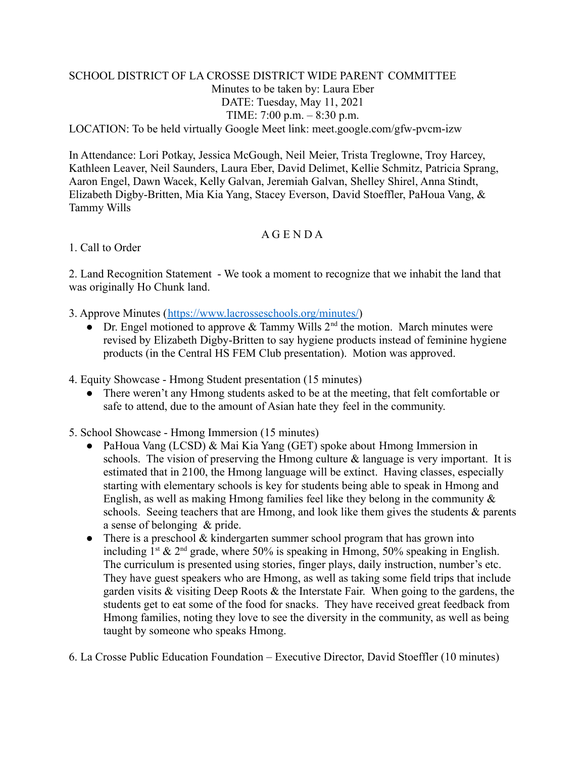SCHOOL DISTRICT OF LA CROSSE DISTRICT WIDE PARENT COMMITTEE
Minutes to be taken by: Laura Eber
DATE: Tuesday, May 11, 2021
TIME: 7:00 p.m. – 8:30 p.m.
LOCATION: To be held virtually Google Meet link: meet.google.com/gfw-pvcm-izw

In Attendance: Lori Potkay, Jessica McGough, Neil Meier, Trista Treglowne, Troy Harcey, Kathleen Leaver, Neil Saunders, Laura Eber, David Delimet, Kellie Schmitz, Patricia Sprang, Aaron Engel, Dawn Wacek, Kelly Galvan, Jeremiah Galvan, Shelley Shirel, Anna Stindt, Elizabeth Digby-Britten, Mia Kia Yang, Stacey Everson, David Stoeffler, PaHoua Vang, & Tammy Wills

## A G E N D A

1. Call to Order

2. Land Recognition Statement - We took a moment to recognize that we inhabit the land that was originally Ho Chunk land.

3. Approve Minutes (https://www.lacrosseschools.org/minutes/)
   - Dr. Engel motioned to approve & Tammy Wills 2nd the motion. March minutes were revised by Elizabeth Digby-Britten to say hygiene products instead of feminine hygiene products (in the Central HS FEM Club presentation). Motion was approved.

4. Equity Showcase - Hmong Student presentation (15 minutes)
   - There weren't any Hmong students asked to be at the meeting, that felt comfortable or safe to attend, due to the amount of Asian hate they feel in the community.

5. School Showcase - Hmong Immersion (15 minutes)
   - PaHoua Vang (LCSD) & Mai Kia Yang (GET) spoke about Hmong Immersion in schools. The vision of preserving the Hmong culture & language is very important. It is estimated that in 2100, the Hmong language will be extinct. Having classes, especially starting with elementary schools is key for students being able to speak in Hmong and English, as well as making Hmong families feel like they belong in the community & schools. Seeing teachers that are Hmong, and look like them gives the students & parents a sense of belonging & pride.
   - There is a preschool & kindergarten summer school program that has grown into including 1st & 2nd grade, where 50% is speaking in Hmong, 50% speaking in English. The curriculum is presented using stories, finger plays, daily instruction, number's etc. They have guest speakers who are Hmong, as well as taking some field trips that include garden visits & visiting Deep Roots & the Interstate Fair. When going to the gardens, the students get to eat some of the food for snacks. They have received great feedback from Hmong families, noting they love to see the diversity in the community, as well as being taught by someone who speaks Hmong.

6. La Crosse Public Education Foundation – Executive Director, David Stoeffler (10 minutes)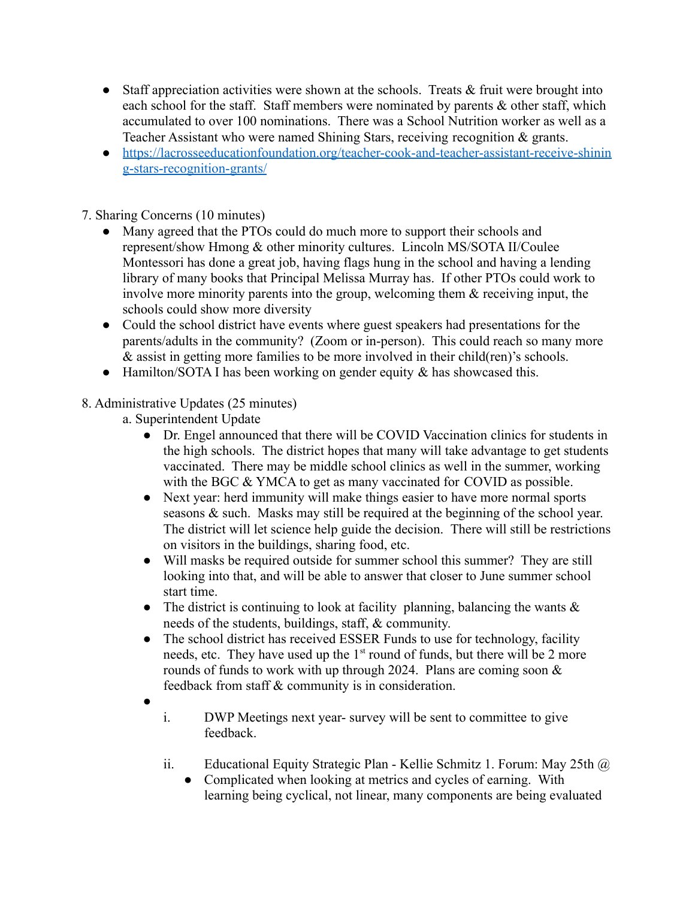- Staff appreciation activities were shown at the schools. Treats & fruit were brought into each school for the staff. Staff members were nominated by parents & other staff, which accumulated to over 100 nominations. There was a School Nutrition worker as well as a Teacher Assistant who were named Shining Stars, receiving recognition & grants.
- https://lacrosseeducationfoundation.org/teacher-cook-and-teacher-assistant-receive-shining-stars-recognition-grants/

7. Sharing Concerns (10 minutes)
   - Many agreed that the PTOs could do much more to support their schools and represent/show Hmong & other minority cultures. Lincoln MS/SOTA II/Coulee Montessori has done a great job, having flags hung in the school and having a lending library of many books that Principal Melissa Murray has. If other PTOs could work to involve more minority parents into the group, welcoming them & receiving input, the schools could show more diversity
   - Could the school district have events where guest speakers had presentations for the parents/adults in the community? (Zoom or in-person). This could reach so many more & assist in getting more families to be more involved in their child(ren)'s schools.
   - Hamilton/SOTA I has been working on gender equity & has showcased this.

8. Administrative Updates (25 minutes)
   a. Superintendent Update
      - Dr. Engel announced that there will be COVID Vaccination clinics for students in the high schools. The district hopes that many will take advantage to get students vaccinated. There may be middle school clinics as well in the summer, working with the BGC & YMCA to get as many vaccinated for COVID as possible.
      - Next year: herd immunity will make things easier to have more normal sports seasons & such. Masks may still be required at the beginning of the school year. The district will let science help guide the decision. There will still be restrictions on visitors in the buildings, sharing food, etc.
      - Will masks be required outside for summer school this summer? They are still looking into that, and will be able to answer that closer to June summer school start time.
      - The district is continuing to look at facility planning, balancing the wants & needs of the students, buildings, staff, & community.
      - The school district has received ESSER Funds to use for technology, facility needs, etc. They have used up the 1st round of funds, but there will be 2 more rounds of funds to work with up through 2024. Plans are coming soon & feedback from staff & community is in consideration.
      - 
         i. DWP Meetings next year- survey will be sent to committee to give feedback.

         ii. Educational Equity Strategic Plan - Kellie Schmitz 1. Forum: May 25th @
            - Complicated when looking at metrics and cycles of earning. With learning being cyclical, not linear, many components are being evaluated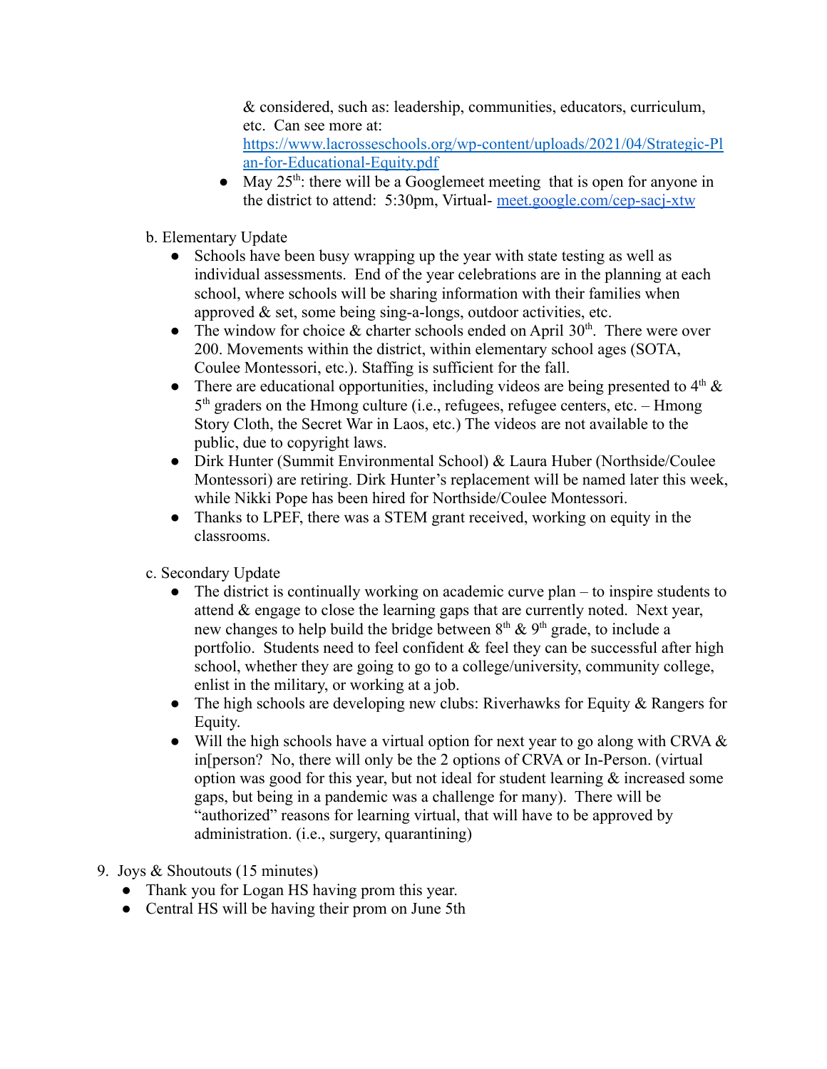& considered, such as: leadership, communities, educators, curriculum, etc. Can see more at: https://www.lacrosseschools.org/wp-content/uploads/2021/04/Strategic-Plan-for-Educational-Equity.pdf

- May 25th: there will be a Googlemeet meeting that is open for anyone in the district to attend: 5:30pm, Virtual- meet.google.com/cep-sacj-xtw

b. Elementary Update

- Schools have been busy wrapping up the year with state testing as well as individual assessments. End of the year celebrations are in the planning at each school, where schools will be sharing information with their families when approved & set, some being sing-a-longs, outdoor activities, etc.
- The window for choice & charter schools ended on April 30th. There were over 200. Movements within the district, within elementary school ages (SOTA, Coulee Montessori, etc.). Staffing is sufficient for the fall.
- There are educational opportunities, including videos are being presented to 4th & 5th graders on the Hmong culture (i.e., refugees, refugee centers, etc. – Hmong Story Cloth, the Secret War in Laos, etc.) The videos are not available to the public, due to copyright laws.
- Dirk Hunter (Summit Environmental School) & Laura Huber (Northside/Coulee Montessori) are retiring. Dirk Hunter's replacement will be named later this week, while Nikki Pope has been hired for Northside/Coulee Montessori.
- Thanks to LPEF, there was a STEM grant received, working on equity in the classrooms.

c. Secondary Update

- The district is continually working on academic curve plan – to inspire students to attend & engage to close the learning gaps that are currently noted. Next year, new changes to help build the bridge between 8th & 9th grade, to include a portfolio. Students need to feel confident & feel they can be successful after high school, whether they are going to go to a college/university, community college, enlist in the military, or working at a job.
- The high schools are developing new clubs: Riverhawks for Equity & Rangers for Equity.
- Will the high schools have a virtual option for next year to go along with CRVA & in[person? No, there will only be the 2 options of CRVA or In-Person. (virtual option was good for this year, but not ideal for student learning & increased some gaps, but being in a pandemic was a challenge for many). There will be "authorized" reasons for learning virtual, that will have to be approved by administration. (i.e., surgery, quarantining)

9. Joys & Shoutouts (15 minutes)
   - Thank you for Logan HS having prom this year.
   - Central HS will be having their prom on June 5th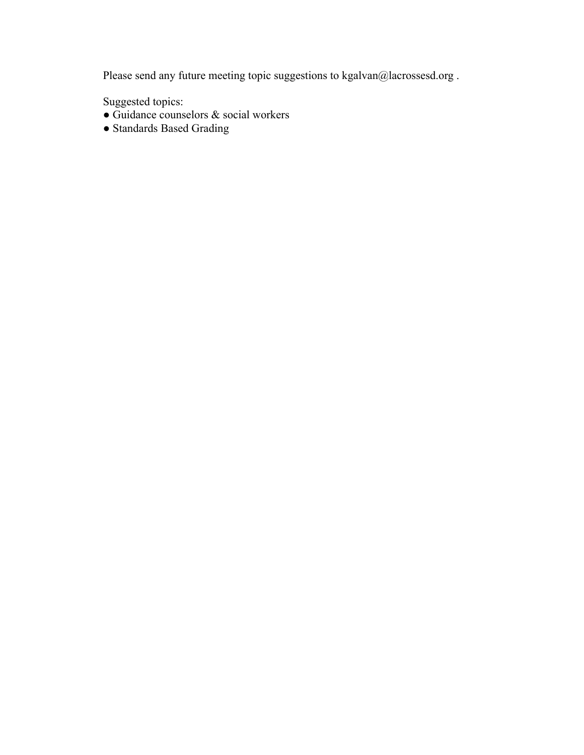Please send any future meeting topic suggestions to kgalvan@lacrossesd.org .

Suggested topics:

- Guidance counselors & social workers
- Standards Based Grading